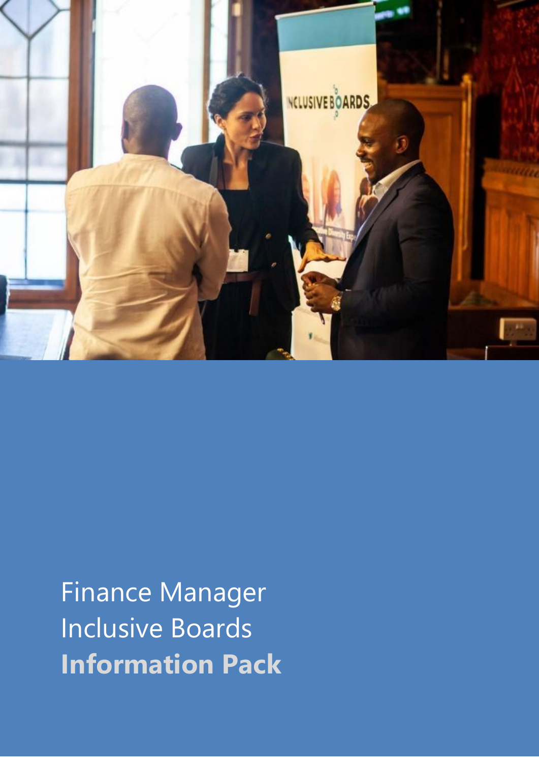Finance Manager
Inclusive Boards
**Information Pack**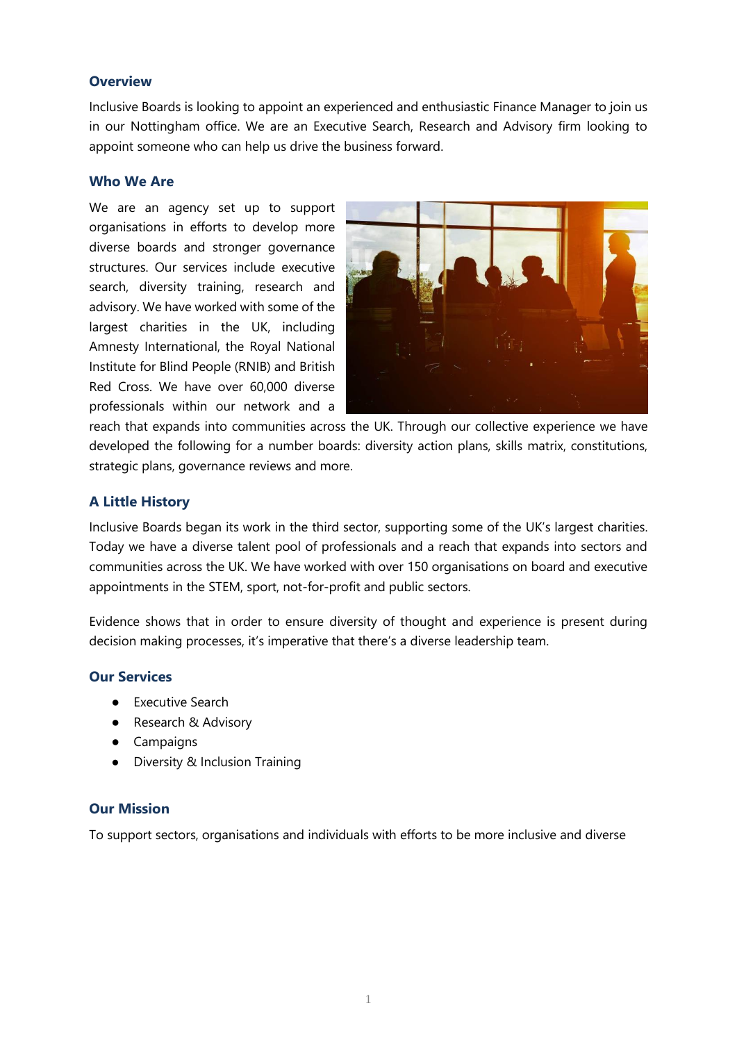## Overview

Inclusive Boards is looking to appoint an experienced and enthusiastic Finance Manager to join us in our Nottingham office. We are an Executive Search, Research and Advisory firm looking to appoint someone who can help us drive the business forward.

## Who We Are

We are an agency set up to support organisations in efforts to develop more diverse boards and stronger governance structures. Our services include executive search, diversity training, research and advisory. We have worked with some of the largest charities in the UK, including Amnesty International, the Royal National Institute for Blind People (RNIB) and British Red Cross. We have over 60,000 diverse professionals within our network and a reach that expands into communities across the UK. Through our collective experience we have developed the following for a number boards: diversity action plans, skills matrix, constitutions, strategic plans, governance reviews and more.

## A Little History

Inclusive Boards began its work in the third sector, supporting some of the UK's largest charities. Today we have a diverse talent pool of professionals and a reach that expands into sectors and communities across the UK. We have worked with over 150 organisations on board and executive appointments in the STEM, sport, not-for-profit and public sectors.

Evidence shows that in order to ensure diversity of thought and experience is present during decision making processes, it's imperative that there's a diverse leadership team.

## Our Services

- Executive Search
- Research & Advisory
- Campaigns
- Diversity & Inclusion Training

## Our Mission

To support sectors, organisations and individuals with efforts to be more inclusive and diverse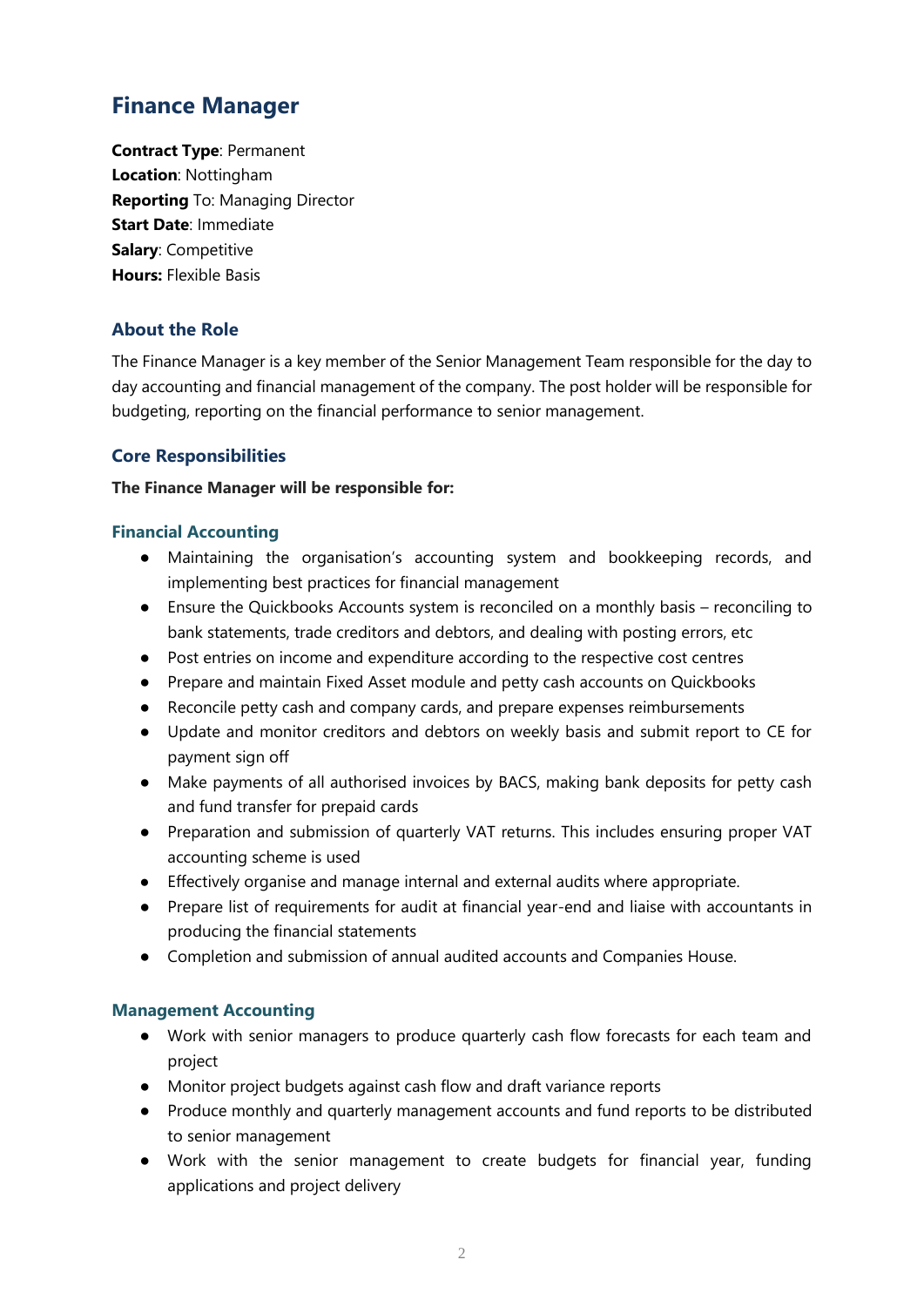## Finance Manager

**Contract Type**: Permanent
**Location**: Nottingham
**Reporting** To: Managing Director
**Start Date**: Immediate
**Salary**: Competitive
**Hours:** Flexible Basis

### About the Role

The Finance Manager is a key member of the Senior Management Team responsible for the day to day accounting and financial management of the company. The post holder will be responsible for budgeting, reporting on the financial performance to senior management.

### Core Responsibilities

**The Finance Manager will be responsible for:**

#### Financial Accounting

- Maintaining the organisation's accounting system and bookkeeping records, and implementing best practices for financial management
- Ensure the Quickbooks Accounts system is reconciled on a monthly basis – reconciling to bank statements, trade creditors and debtors, and dealing with posting errors, etc
- Post entries on income and expenditure according to the respective cost centres
- Prepare and maintain Fixed Asset module and petty cash accounts on Quickbooks
- Reconcile petty cash and company cards, and prepare expenses reimbursements
- Update and monitor creditors and debtors on weekly basis and submit report to CE for payment sign off
- Make payments of all authorised invoices by BACS, making bank deposits for petty cash and fund transfer for prepaid cards
- Preparation and submission of quarterly VAT returns. This includes ensuring proper VAT accounting scheme is used
- Effectively organise and manage internal and external audits where appropriate.
- Prepare list of requirements for audit at financial year-end and liaise with accountants in producing the financial statements
- Completion and submission of annual audited accounts and Companies House.

#### Management Accounting

- Work with senior managers to produce quarterly cash flow forecasts for each team and project
- Monitor project budgets against cash flow and draft variance reports
- Produce monthly and quarterly management accounts and fund reports to be distributed to senior management
- Work with the senior management to create budgets for financial year, funding applications and project delivery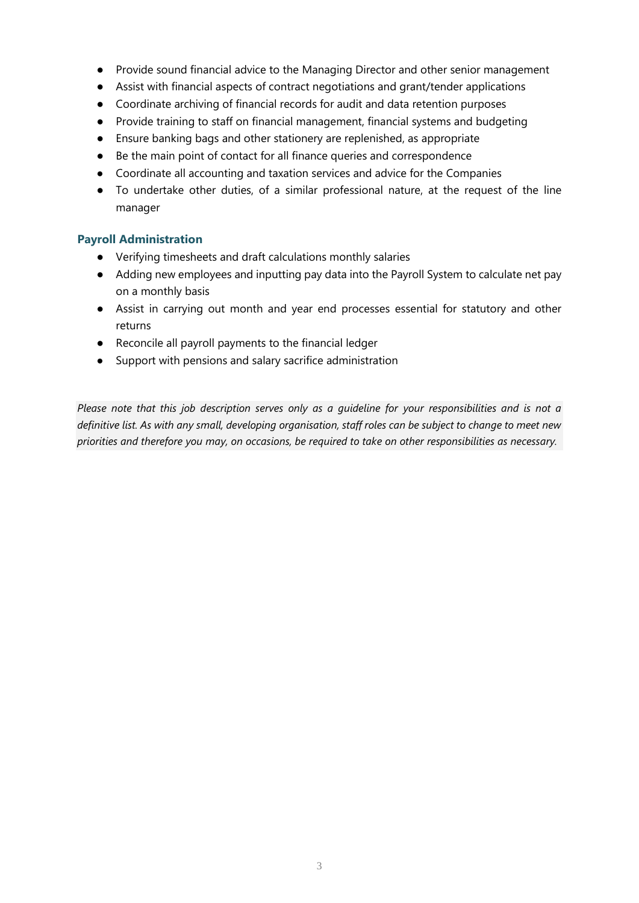- Provide sound financial advice to the Managing Director and other senior management
- Assist with financial aspects of contract negotiations and grant/tender applications
- Coordinate archiving of financial records for audit and data retention purposes
- Provide training to staff on financial management, financial systems and budgeting
- Ensure banking bags and other stationery are replenished, as appropriate
- Be the main point of contact for all finance queries and correspondence
- Coordinate all accounting and taxation services and advice for the Companies
- To undertake other duties, of a similar professional nature, at the request of the line manager

### Payroll Administration

- Verifying timesheets and draft calculations monthly salaries
- Adding new employees and inputting pay data into the Payroll System to calculate net pay on a monthly basis
- Assist in carrying out month and year end processes essential for statutory and other returns
- Reconcile all payroll payments to the financial ledger
- Support with pensions and salary sacrifice administration

*Please note that this job description serves only as a guideline for your responsibilities and is not a definitive list. As with any small, developing organisation, staff roles can be subject to change to meet new priorities and therefore you may, on occasions, be required to take on other responsibilities as necessary.*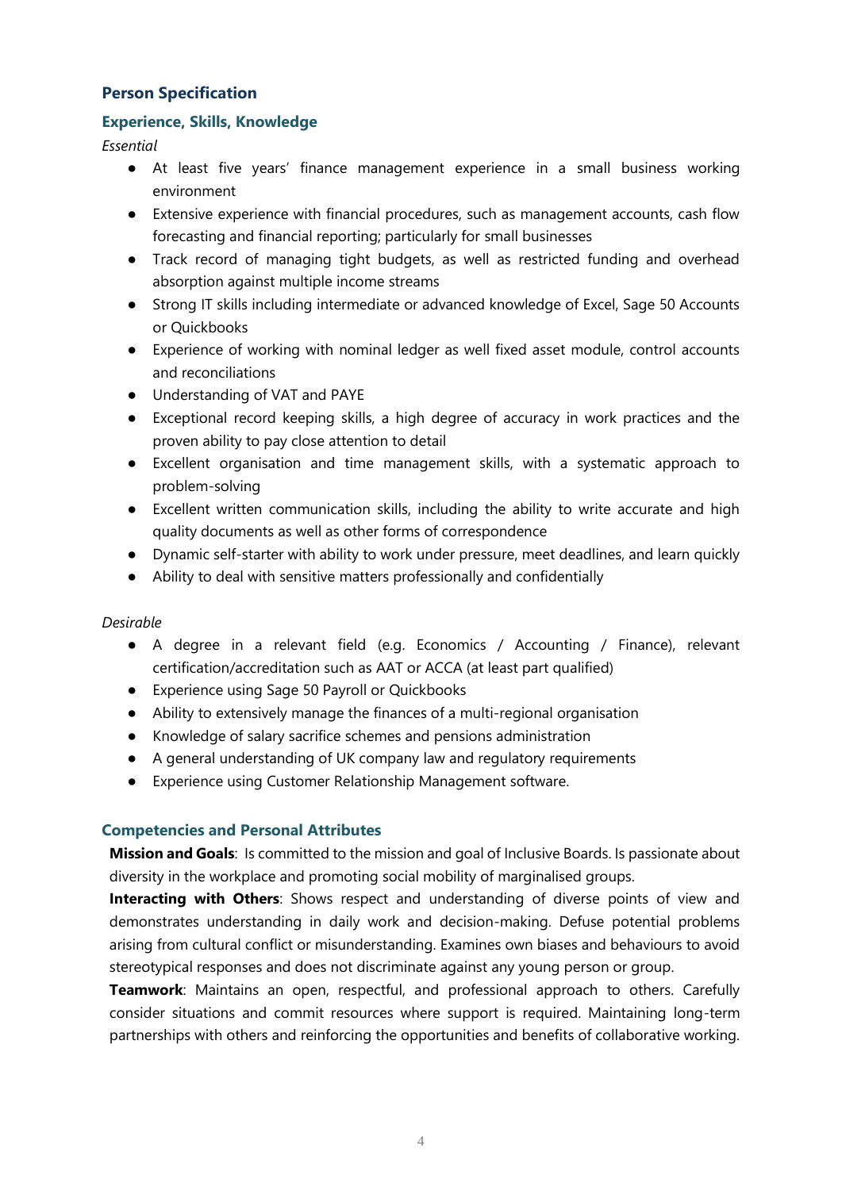## Person Specification

### Experience, Skills, Knowledge

*Essential*

- At least five years' finance management experience in a small business working environment
- Extensive experience with financial procedures, such as management accounts, cash flow forecasting and financial reporting; particularly for small businesses
- Track record of managing tight budgets, as well as restricted funding and overhead absorption against multiple income streams
- Strong IT skills including intermediate or advanced knowledge of Excel, Sage 50 Accounts or Quickbooks
- Experience of working with nominal ledger as well fixed asset module, control accounts and reconciliations
- Understanding of VAT and PAYE
- Exceptional record keeping skills, a high degree of accuracy in work practices and the proven ability to pay close attention to detail
- Excellent organisation and time management skills, with a systematic approach to problem-solving
- Excellent written communication skills, including the ability to write accurate and high quality documents as well as other forms of correspondence
- Dynamic self-starter with ability to work under pressure, meet deadlines, and learn quickly
- Ability to deal with sensitive matters professionally and confidentially

*Desirable*

- A degree in a relevant field (e.g. Economics / Accounting / Finance), relevant certification/accreditation such as AAT or ACCA (at least part qualified)
- Experience using Sage 50 Payroll or Quickbooks
- Ability to extensively manage the finances of a multi-regional organisation
- Knowledge of salary sacrifice schemes and pensions administration
- A general understanding of UK company law and regulatory requirements
- Experience using Customer Relationship Management software.

### Competencies and Personal Attributes

**Mission and Goals**: Is committed to the mission and goal of Inclusive Boards. Is passionate about diversity in the workplace and promoting social mobility of marginalised groups.

**Interacting with Others**: Shows respect and understanding of diverse points of view and demonstrates understanding in daily work and decision-making. Defuse potential problems arising from cultural conflict or misunderstanding. Examines own biases and behaviours to avoid stereotypical responses and does not discriminate against any young person or group.

**Teamwork**: Maintains an open, respectful, and professional approach to others. Carefully consider situations and commit resources where support is required. Maintaining long-term partnerships with others and reinforcing the opportunities and benefits of collaborative working.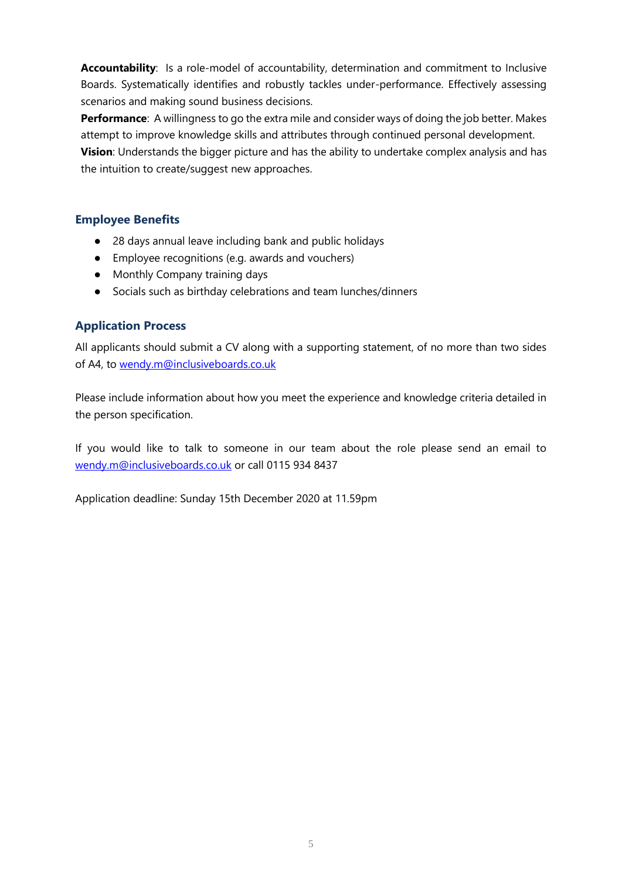**Accountability**: Is a role-model of accountability, determination and commitment to Inclusive Boards. Systematically identifies and robustly tackles under-performance. Effectively assessing scenarios and making sound business decisions.
**Performance**: A willingness to go the extra mile and consider ways of doing the job better. Makes attempt to improve knowledge skills and attributes through continued personal development.
**Vision**: Understands the bigger picture and has the ability to undertake complex analysis and has the intuition to create/suggest new approaches.

## Employee Benefits

- 28 days annual leave including bank and public holidays
- Employee recognitions (e.g. awards and vouchers)
- Monthly Company training days
- Socials such as birthday celebrations and team lunches/dinners

## Application Process

All applicants should submit a CV along with a supporting statement, of no more than two sides of A4, to wendy.m@inclusiveboards.co.uk

Please include information about how you meet the experience and knowledge criteria detailed in the person specification.

If you would like to talk to someone in our team about the role please send an email to wendy.m@inclusiveboards.co.uk or call 0115 934 8437

Application deadline: Sunday 15th December 2020 at 11.59pm